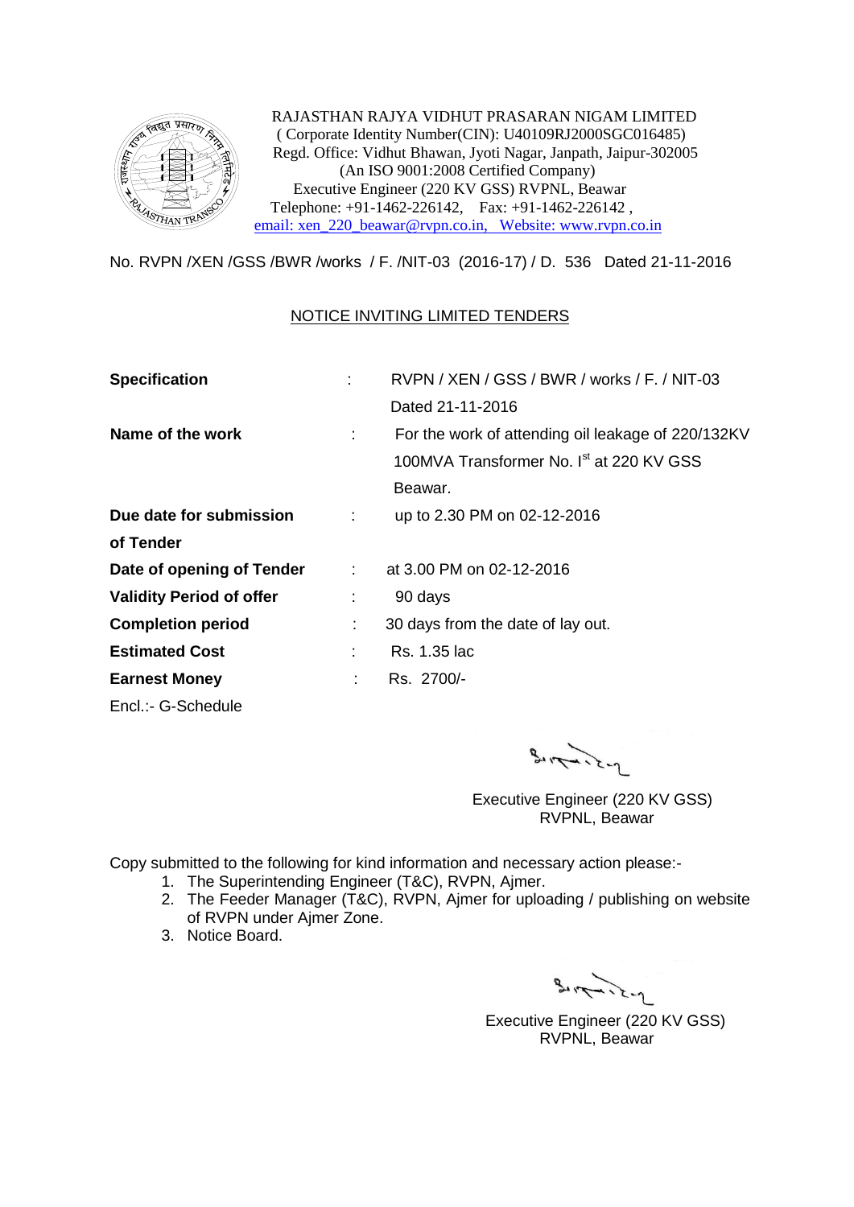RAJASTHAN RAJYA VIDHUT PRASARAN NIGAM LIMITED
( Corporate Identity Number(CIN): U40109RJ2000SGC016485)
Regd. Office: Vidhut Bhawan, Jyoti Nagar, Janpath, Jaipur-302005
(An ISO 9001:2008 Certified Company)
Executive Engineer (220 KV GSS) RVPNL, Beawar
Telephone: +91-1462-226142, Fax: +91-1462-226142 ,
email: xen_220_beawar@rvpn.co.in, Website: www.rvpn.co.in

No. RVPN /XEN /GSS /BWR /works / F. /NIT-03 (2016-17) / D. 536 Dated 21-11-2016

## NOTICE INVITING LIMITED TENDERS

| | | |
|---|---|---|
| **Specification** | : | RVPN / XEN / GSS / BWR / works / F. / NIT-03 Dated 21-11-2016 |
| **Name of the work** | : | For the work of attending oil leakage of 220/132KV 100MVA Transformer No. I[st] at 220 KV GSS Beawar. |
| **Due date for submission of Tender** | : | up to 2.30 PM on 02-12-2016 |
| **Date of opening of Tender** | : | at 3.00 PM on 02-12-2016 |
| **Validity Period of offer** | : | 90 days |
| **Completion period** | : | 30 days from the date of lay out. |
| **Estimated Cost** | : | Rs. 1.35 lac |
| **Earnest Money** | : | Rs. 2700/- |

Encl.:- G-Schedule

Executive Engineer (220 KV GSS)
RVPNL, Beawar

Copy submitted to the following for kind information and necessary action please:-

1. The Superintending Engineer (T&C), RVPN, Ajmer.
2. The Feeder Manager (T&C), RVPN, Ajmer for uploading / publishing on website of RVPN under Ajmer Zone.
3. Notice Board.

Executive Engineer (220 KV GSS)
RVPNL, Beawar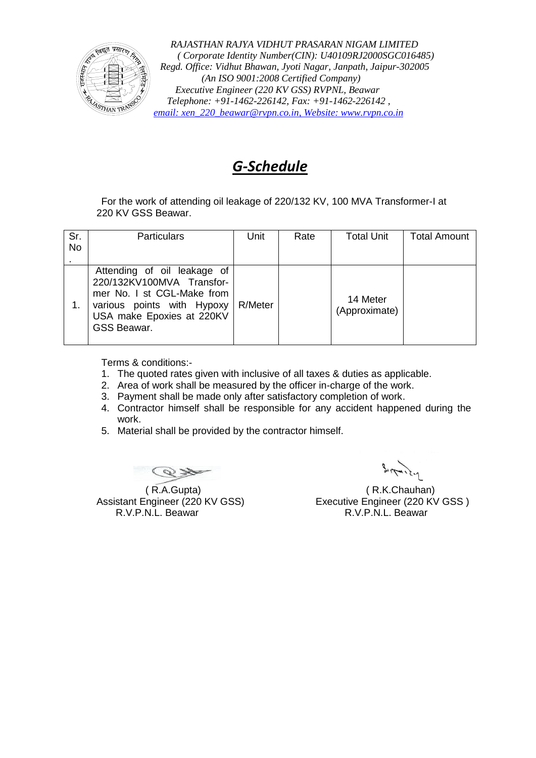*RAJASTHAN RAJYA VIDHUT PRASARAN NIGAM LIMITED*
*( Corporate Identity Number(CIN): U40109RJ2000SGC016485)*
*Regd. Office: Vidhut Bhawan, Jyoti Nagar, Janpath, Jaipur-302005*
*(An ISO 9001:2008 Certified Company)*
*Executive Engineer (220 KV GSS) RVPNL, Beawar*
*Telephone: +91-1462-226142, Fax: +91-1462-226142 ,*
*email: xen_220_beawar@rvpn.co.in, Website: www.rvpn.co.in*

# *G-Schedule*

For the work of attending oil leakage of 220/132 KV, 100 MVA Transformer-I at 220 KV GSS Beawar.

| Sr. No. | Particulars | Unit | Rate | Total Unit | Total Amount |
|---|---|---|---|---|---|
| 1. | Attending of oil leakage of 220/132KV100MVA Transformer No. I st CGL-Make from various points with Hypoxy USA make Epoxies at 220KV GSS Beawar. | R/Meter | | 14 Meter (Approximate) | |

Terms & conditions:-

1. The quoted rates given with inclusive of all taxes & duties as applicable.
2. Area of work shall be measured by the officer in-charge of the work.
3. Payment shall be made only after satisfactory completion of work.
4. Contractor himself shall be responsible for any accident happened during the work.
5. Material shall be provided by the contractor himself.

( R.A.Gupta)
Assistant Engineer (220 KV GSS)
R.V.P.N.L. Beawar

( R.K.Chauhan)
Executive Engineer (220 KV GSS )
R.V.P.N.L. Beawar